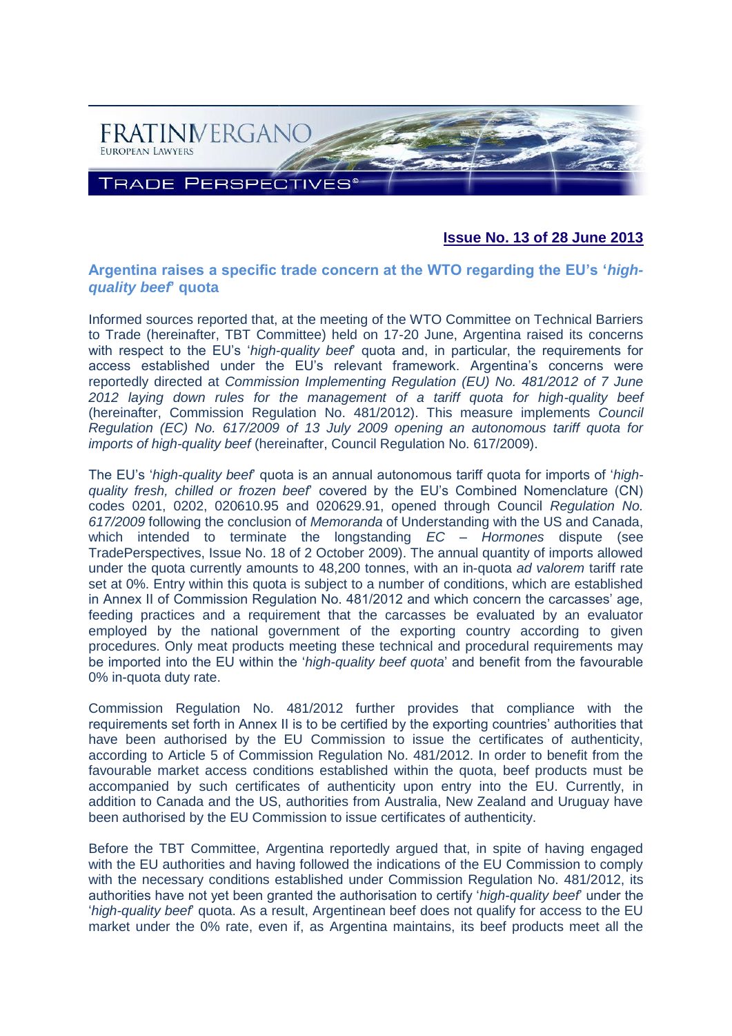FRATINIVERGANO
EUROPEAN LAWYERS

TRADE PERSPECTIVES®

**Issue No. 13 of 28 June 2013**

## Argentina raises a specific trade concern at the WTO regarding the EU's '*high-quality beef*' quota

Informed sources reported that, at the meeting of the WTO Committee on Technical Barriers to Trade (hereinafter, TBT Committee) held on 17-20 June, Argentina raised its concerns with respect to the EU's '*high-quality beef*' quota and, in particular, the requirements for access established under the EU's relevant framework. Argentina's concerns were reportedly directed at *Commission Implementing Regulation (EU) No. 481/2012 of 7 June 2012 laying down rules for the management of a tariff quota for high-quality beef* (hereinafter, Commission Regulation No. 481/2012). This measure implements *Council Regulation (EC) No. 617/2009 of 13 July 2009 opening an autonomous tariff quota for imports of high-quality beef* (hereinafter, Council Regulation No. 617/2009).

The EU's '*high-quality beef*' quota is an annual autonomous tariff quota for imports of '*high-quality fresh, chilled or frozen beef*' covered by the EU's Combined Nomenclature (CN) codes 0201, 0202, 020610.95 and 020629.91, opened through Council *Regulation No. 617/2009* following the conclusion of *Memoranda* of Understanding with the US and Canada, which intended to terminate the longstanding *EC – Hormones* dispute (see TradePerspectives, Issue No. 18 of 2 October 2009). The annual quantity of imports allowed under the quota currently amounts to 48,200 tonnes, with an in-quota *ad valorem* tariff rate set at 0%. Entry within this quota is subject to a number of conditions, which are established in Annex II of Commission Regulation No. 481/2012 and which concern the carcasses' age, feeding practices and a requirement that the carcasses be evaluated by an evaluator employed by the national government of the exporting country according to given procedures. Only meat products meeting these technical and procedural requirements may be imported into the EU within the '*high-quality beef quota*' and benefit from the favourable 0% in-quota duty rate.

Commission Regulation No. 481/2012 further provides that compliance with the requirements set forth in Annex II is to be certified by the exporting countries' authorities that have been authorised by the EU Commission to issue the certificates of authenticity, according to Article 5 of Commission Regulation No. 481/2012. In order to benefit from the favourable market access conditions established within the quota, beef products must be accompanied by such certificates of authenticity upon entry into the EU. Currently, in addition to Canada and the US, authorities from Australia, New Zealand and Uruguay have been authorised by the EU Commission to issue certificates of authenticity.

Before the TBT Committee, Argentina reportedly argued that, in spite of having engaged with the EU authorities and having followed the indications of the EU Commission to comply with the necessary conditions established under Commission Regulation No. 481/2012, its authorities have not yet been granted the authorisation to certify '*high-quality beef*' under the '*high-quality beef*' quota. As a result, Argentinean beef does not qualify for access to the EU market under the 0% rate, even if, as Argentina maintains, its beef products meet all the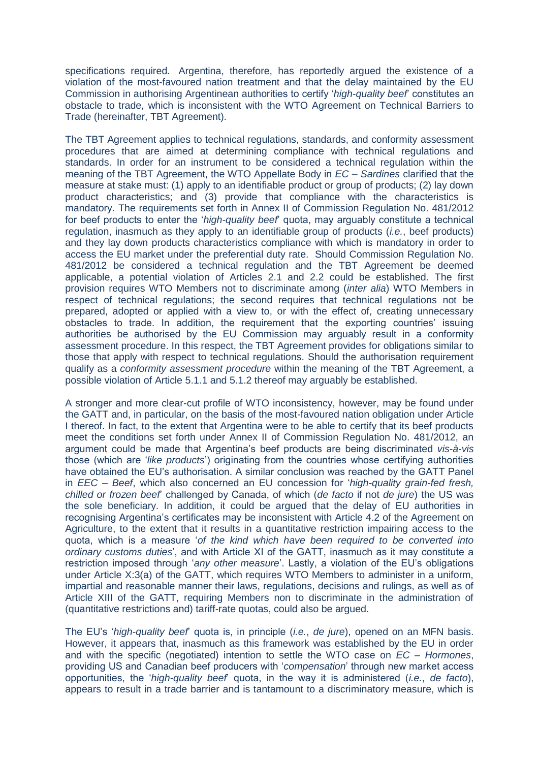specifications required. Argentina, therefore, has reportedly argued the existence of a violation of the most-favoured nation treatment and that the delay maintained by the EU Commission in authorising Argentinean authorities to certify '*high-quality beef*' constitutes an obstacle to trade, which is inconsistent with the WTO Agreement on Technical Barriers to Trade (hereinafter, TBT Agreement).

The TBT Agreement applies to technical regulations, standards, and conformity assessment procedures that are aimed at determining compliance with technical regulations and standards. In order for an instrument to be considered a technical regulation within the meaning of the TBT Agreement, the WTO Appellate Body in *EC – Sardines* clarified that the measure at stake must: (1) apply to an identifiable product or group of products; (2) lay down product characteristics; and (3) provide that compliance with the characteristics is mandatory. The requirements set forth in Annex II of Commission Regulation No. 481/2012 for beef products to enter the '*high-quality beef*' quota, may arguably constitute a technical regulation, inasmuch as they apply to an identifiable group of products (*i.e.*, beef products) and they lay down products characteristics compliance with which is mandatory in order to access the EU market under the preferential duty rate. Should Commission Regulation No. 481/2012 be considered a technical regulation and the TBT Agreement be deemed applicable, a potential violation of Articles 2.1 and 2.2 could be established. The first provision requires WTO Members not to discriminate among (*inter alia*) WTO Members in respect of technical regulations; the second requires that technical regulations not be prepared, adopted or applied with a view to, or with the effect of, creating unnecessary obstacles to trade. In addition, the requirement that the exporting countries' issuing authorities be authorised by the EU Commission may arguably result in a conformity assessment procedure. In this respect, the TBT Agreement provides for obligations similar to those that apply with respect to technical regulations. Should the authorisation requirement qualify as a *conformity assessment procedure* within the meaning of the TBT Agreement, a possible violation of Article 5.1.1 and 5.1.2 thereof may arguably be established.

A stronger and more clear-cut profile of WTO inconsistency, however, may be found under the GATT and, in particular, on the basis of the most-favoured nation obligation under Article I thereof. In fact, to the extent that Argentina were to be able to certify that its beef products meet the conditions set forth under Annex II of Commission Regulation No. 481/2012, an argument could be made that Argentina's beef products are being discriminated *vis-à-vis* those (which are '*like products*') originating from the countries whose certifying authorities have obtained the EU's authorisation. A similar conclusion was reached by the GATT Panel in *EEC – Beef*, which also concerned an EU concession for '*high-quality grain-fed fresh, chilled or frozen beef*' challenged by Canada, of which (*de facto* if not *de jure*) the US was the sole beneficiary. In addition, it could be argued that the delay of EU authorities in recognising Argentina's certificates may be inconsistent with Article 4.2 of the Agreement on Agriculture, to the extent that it results in a quantitative restriction impairing access to the quota, which is a measure '*of the kind which have been required to be converted into ordinary customs duties*', and with Article XI of the GATT, inasmuch as it may constitute a restriction imposed through '*any other measure*'. Lastly, a violation of the EU's obligations under Article X:3(a) of the GATT, which requires WTO Members to administer in a uniform, impartial and reasonable manner their laws, regulations, decisions and rulings, as well as of Article XIII of the GATT, requiring Members non to discriminate in the administration of (quantitative restrictions and) tariff-rate quotas, could also be argued.

The EU's '*high-quality beef*' quota is, in principle (*i.e.*, *de jure*), opened on an MFN basis. However, it appears that, inasmuch as this framework was established by the EU in order and with the specific (negotiated) intention to settle the WTO case on *EC – Hormones*, providing US and Canadian beef producers with '*compensation*' through new market access opportunities, the '*high-quality beef*' quota, in the way it is administered (*i.e.*, *de facto*), appears to result in a trade barrier and is tantamount to a discriminatory measure, which is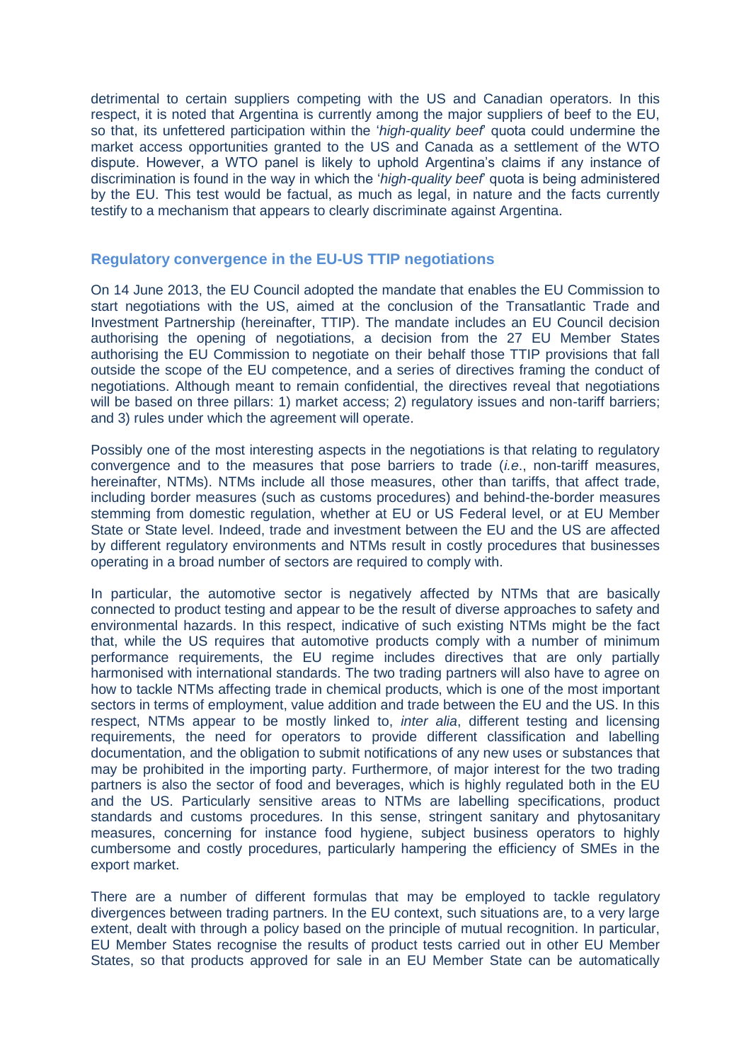detrimental to certain suppliers competing with the US and Canadian operators. In this respect, it is noted that Argentina is currently among the major suppliers of beef to the EU, so that, its unfettered participation within the '*high-quality beef*' quota could undermine the market access opportunities granted to the US and Canada as a settlement of the WTO dispute. However, a WTO panel is likely to uphold Argentina's claims if any instance of discrimination is found in the way in which the '*high-quality beef*' quota is being administered by the EU. This test would be factual, as much as legal, in nature and the facts currently testify to a mechanism that appears to clearly discriminate against Argentina.

## Regulatory convergence in the EU-US TTIP negotiations

On 14 June 2013, the EU Council adopted the mandate that enables the EU Commission to start negotiations with the US, aimed at the conclusion of the Transatlantic Trade and Investment Partnership (hereinafter, TTIP). The mandate includes an EU Council decision authorising the opening of negotiations, a decision from the 27 EU Member States authorising the EU Commission to negotiate on their behalf those TTIP provisions that fall outside the scope of the EU competence, and a series of directives framing the conduct of negotiations. Although meant to remain confidential, the directives reveal that negotiations will be based on three pillars: 1) market access; 2) regulatory issues and non-tariff barriers; and 3) rules under which the agreement will operate.

Possibly one of the most interesting aspects in the negotiations is that relating to regulatory convergence and to the measures that pose barriers to trade (*i.e.*, non-tariff measures, hereinafter, NTMs). NTMs include all those measures, other than tariffs, that affect trade, including border measures (such as customs procedures) and behind-the-border measures stemming from domestic regulation, whether at EU or US Federal level, or at EU Member State or State level. Indeed, trade and investment between the EU and the US are affected by different regulatory environments and NTMs result in costly procedures that businesses operating in a broad number of sectors are required to comply with.

In particular, the automotive sector is negatively affected by NTMs that are basically connected to product testing and appear to be the result of diverse approaches to safety and environmental hazards. In this respect, indicative of such existing NTMs might be the fact that, while the US requires that automotive products comply with a number of minimum performance requirements, the EU regime includes directives that are only partially harmonised with international standards. The two trading partners will also have to agree on how to tackle NTMs affecting trade in chemical products, which is one of the most important sectors in terms of employment, value addition and trade between the EU and the US. In this respect, NTMs appear to be mostly linked to, *inter alia*, different testing and licensing requirements, the need for operators to provide different classification and labelling documentation, and the obligation to submit notifications of any new uses or substances that may be prohibited in the importing party. Furthermore, of major interest for the two trading partners is also the sector of food and beverages, which is highly regulated both in the EU and the US. Particularly sensitive areas to NTMs are labelling specifications, product standards and customs procedures. In this sense, stringent sanitary and phytosanitary measures, concerning for instance food hygiene, subject business operators to highly cumbersome and costly procedures, particularly hampering the efficiency of SMEs in the export market.

There are a number of different formulas that may be employed to tackle regulatory divergences between trading partners. In the EU context, such situations are, to a very large extent, dealt with through a policy based on the principle of mutual recognition. In particular, EU Member States recognise the results of product tests carried out in other EU Member States, so that products approved for sale in an EU Member State can be automatically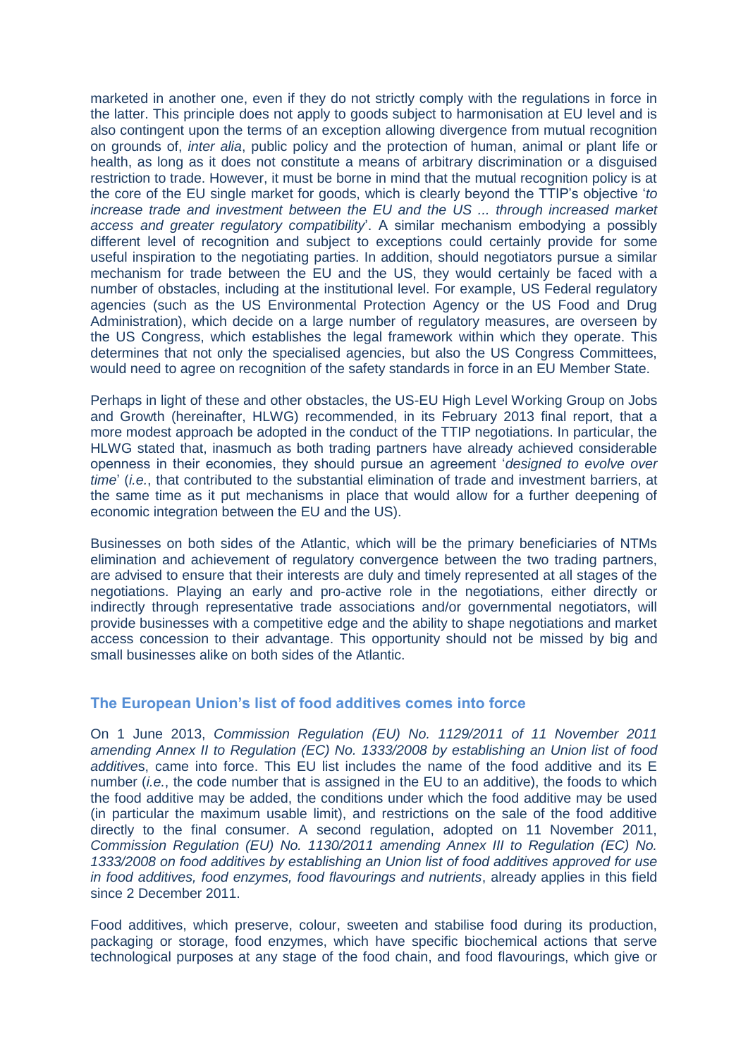marketed in another one, even if they do not strictly comply with the regulations in force in the latter. This principle does not apply to goods subject to harmonisation at EU level and is also contingent upon the terms of an exception allowing divergence from mutual recognition on grounds of, *inter alia*, public policy and the protection of human, animal or plant life or health, as long as it does not constitute a means of arbitrary discrimination or a disguised restriction to trade. However, it must be borne in mind that the mutual recognition policy is at the core of the EU single market for goods, which is clearly beyond the TTIP's objective '*to increase trade and investment between the EU and the US ... through increased market access and greater regulatory compatibility*'. A similar mechanism embodying a possibly different level of recognition and subject to exceptions could certainly provide for some useful inspiration to the negotiating parties. In addition, should negotiators pursue a similar mechanism for trade between the EU and the US, they would certainly be faced with a number of obstacles, including at the institutional level. For example, US Federal regulatory agencies (such as the US Environmental Protection Agency or the US Food and Drug Administration), which decide on a large number of regulatory measures, are overseen by the US Congress, which establishes the legal framework within which they operate. This determines that not only the specialised agencies, but also the US Congress Committees, would need to agree on recognition of the safety standards in force in an EU Member State.

Perhaps in light of these and other obstacles, the US-EU High Level Working Group on Jobs and Growth (hereinafter, HLWG) recommended, in its February 2013 final report, that a more modest approach be adopted in the conduct of the TTIP negotiations. In particular, the HLWG stated that, inasmuch as both trading partners have already achieved considerable openness in their economies, they should pursue an agreement '*designed to evolve over time*' (*i.e.*, that contributed to the substantial elimination of trade and investment barriers, at the same time as it put mechanisms in place that would allow for a further deepening of economic integration between the EU and the US).

Businesses on both sides of the Atlantic, which will be the primary beneficiaries of NTMs elimination and achievement of regulatory convergence between the two trading partners, are advised to ensure that their interests are duly and timely represented at all stages of the negotiations. Playing an early and pro-active role in the negotiations, either directly or indirectly through representative trade associations and/or governmental negotiators, will provide businesses with a competitive edge and the ability to shape negotiations and market access concession to their advantage. This opportunity should not be missed by big and small businesses alike on both sides of the Atlantic.

## The European Union's list of food additives comes into force

On 1 June 2013, *Commission Regulation (EU) No. 1129/2011 of 11 November 2011 amending Annex II to Regulation (EC) No. 1333/2008 by establishing an Union list of food additives*, came into force. This EU list includes the name of the food additive and its E number (*i.e.*, the code number that is assigned in the EU to an additive), the foods to which the food additive may be added, the conditions under which the food additive may be used (in particular the maximum usable limit), and restrictions on the sale of the food additive directly to the final consumer. A second regulation, adopted on 11 November 2011, *Commission Regulation (EU) No. 1130/2011 amending Annex III to Regulation (EC) No. 1333/2008 on food additives by establishing an Union list of food additives approved for use in food additives, food enzymes, food flavourings and nutrients*, already applies in this field since 2 December 2011.

Food additives, which preserve, colour, sweeten and stabilise food during its production, packaging or storage, food enzymes, which have specific biochemical actions that serve technological purposes at any stage of the food chain, and food flavourings, which give or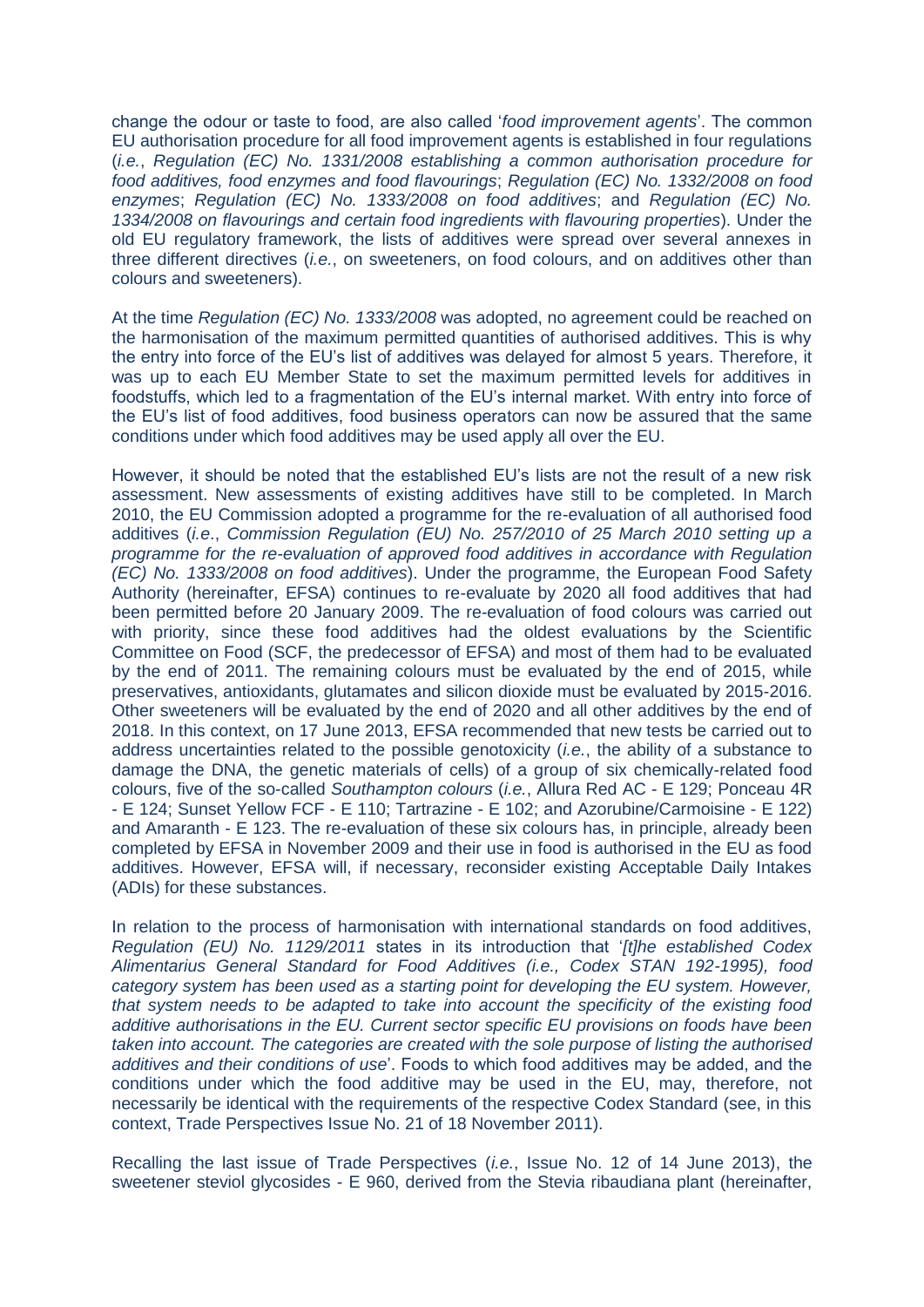change the odour or taste to food, are also called '*food improvement agents*'. The common EU authorisation procedure for all food improvement agents is established in four regulations (*i.e.*, *Regulation (EC) No. 1331/2008 establishing a common authorisation procedure for food additives, food enzymes and food flavourings*; *Regulation (EC) No. 1332/2008 on food enzymes*; *Regulation (EC) No. 1333/2008 on food additives*; and *Regulation (EC) No. 1334/2008 on flavourings and certain food ingredients with flavouring properties*). Under the old EU regulatory framework, the lists of additives were spread over several annexes in three different directives (*i.e.*, on sweeteners, on food colours, and on additives other than colours and sweeteners).

At the time *Regulation (EC) No. 1333/2008* was adopted, no agreement could be reached on the harmonisation of the maximum permitted quantities of authorised additives. This is why the entry into force of the EU's list of additives was delayed for almost 5 years. Therefore, it was up to each EU Member State to set the maximum permitted levels for additives in foodstuffs, which led to a fragmentation of the EU's internal market. With entry into force of the EU's list of food additives, food business operators can now be assured that the same conditions under which food additives may be used apply all over the EU.

However, it should be noted that the established EU's lists are not the result of a new risk assessment. New assessments of existing additives have still to be completed. In March 2010, the EU Commission adopted a programme for the re-evaluation of all authorised food additives (*i.e*., *Commission Regulation (EU) No. 257/2010 of 25 March 2010 setting up a programme for the re-evaluation of approved food additives in accordance with Regulation (EC) No. 1333/2008 on food additives*). Under the programme, the European Food Safety Authority (hereinafter, EFSA) continues to re-evaluate by 2020 all food additives that had been permitted before 20 January 2009. The re-evaluation of food colours was carried out with priority, since these food additives had the oldest evaluations by the Scientific Committee on Food (SCF, the predecessor of EFSA) and most of them had to be evaluated by the end of 2011. The remaining colours must be evaluated by the end of 2015, while preservatives, antioxidants, glutamates and silicon dioxide must be evaluated by 2015-2016. Other sweeteners will be evaluated by the end of 2020 and all other additives by the end of 2018. In this context, on 17 June 2013, EFSA recommended that new tests be carried out to address uncertainties related to the possible genotoxicity (*i.e.*, the ability of a substance to damage the DNA, the genetic materials of cells) of a group of six chemically-related food colours, five of the so-called *Southampton colours* (*i.e.*, Allura Red AC - E 129; Ponceau 4R - E 124; Sunset Yellow FCF - E 110; Tartrazine - E 102; and Azorubine/Carmoisine - E 122) and Amaranth - E 123. The re-evaluation of these six colours has, in principle, already been completed by EFSA in November 2009 and their use in food is authorised in the EU as food additives. However, EFSA will, if necessary, reconsider existing Acceptable Daily Intakes (ADIs) for these substances.

In relation to the process of harmonisation with international standards on food additives, *Regulation (EU) No. 1129/2011* states in its introduction that '*[t]he established Codex Alimentarius General Standard for Food Additives (i.e., Codex STAN 192-1995), food category system has been used as a starting point for developing the EU system. However, that system needs to be adapted to take into account the specificity of the existing food additive authorisations in the EU. Current sector specific EU provisions on foods have been taken into account. The categories are created with the sole purpose of listing the authorised additives and their conditions of use*'. Foods to which food additives may be added, and the conditions under which the food additive may be used in the EU, may, therefore, not necessarily be identical with the requirements of the respective Codex Standard (see, in this context, Trade Perspectives Issue No. 21 of 18 November 2011).

Recalling the last issue of Trade Perspectives (*i.e.*, Issue No. 12 of 14 June 2013), the sweetener steviol glycosides - E 960, derived from the Stevia ribaudiana plant (hereinafter,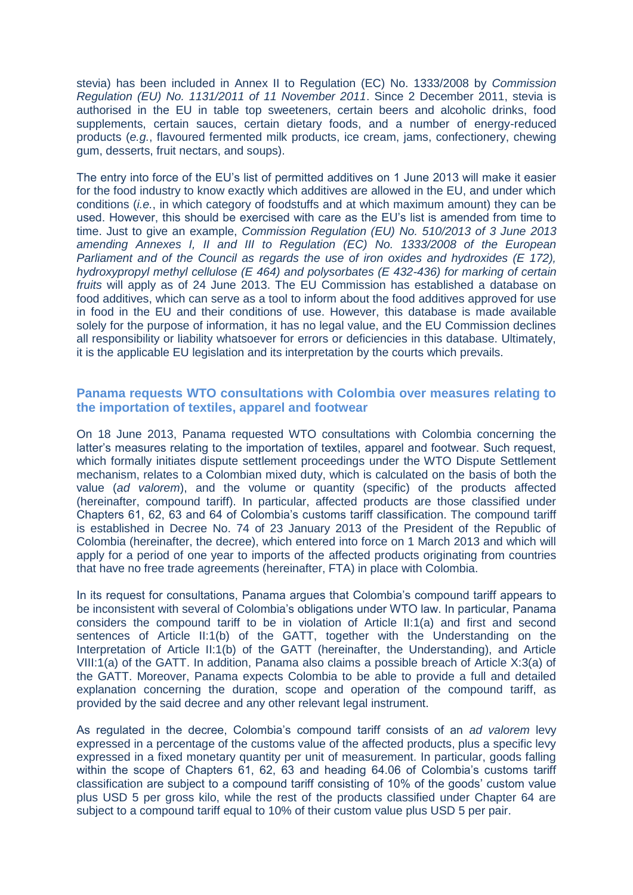stevia) has been included in Annex II to Regulation (EC) No. 1333/2008 by *Commission Regulation (EU) No. 1131/2011 of 11 November 2011*. Since 2 December 2011, stevia is authorised in the EU in table top sweeteners, certain beers and alcoholic drinks, food supplements, certain sauces, certain dietary foods, and a number of energy-reduced products (*e.g.*, flavoured fermented milk products, ice cream, jams, confectionery, chewing gum, desserts, fruit nectars, and soups).

The entry into force of the EU's list of permitted additives on 1 June 2013 will make it easier for the food industry to know exactly which additives are allowed in the EU, and under which conditions (*i.e.*, in which category of foodstuffs and at which maximum amount) they can be used. However, this should be exercised with care as the EU's list is amended from time to time. Just to give an example, *Commission Regulation (EU) No. 510/2013 of 3 June 2013 amending Annexes I, II and III to Regulation (EC) No. 1333/2008 of the European Parliament and of the Council as regards the use of iron oxides and hydroxides (E 172), hydroxypropyl methyl cellulose (E 464) and polysorbates (E 432-436) for marking of certain fruits* will apply as of 24 June 2013. The EU Commission has established a database on food additives, which can serve as a tool to inform about the food additives approved for use in food in the EU and their conditions of use. However, this database is made available solely for the purpose of information, it has no legal value, and the EU Commission declines all responsibility or liability whatsoever for errors or deficiencies in this database. Ultimately, it is the applicable EU legislation and its interpretation by the courts which prevails.

## Panama requests WTO consultations with Colombia over measures relating to the importation of textiles, apparel and footwear

On 18 June 2013, Panama requested WTO consultations with Colombia concerning the latter's measures relating to the importation of textiles, apparel and footwear. Such request, which formally initiates dispute settlement proceedings under the WTO Dispute Settlement mechanism, relates to a Colombian mixed duty, which is calculated on the basis of both the value (*ad valorem*), and the volume or quantity (specific) of the products affected (hereinafter, compound tariff). In particular, affected products are those classified under Chapters 61, 62, 63 and 64 of Colombia's customs tariff classification. The compound tariff is established in Decree No. 74 of 23 January 2013 of the President of the Republic of Colombia (hereinafter, the decree), which entered into force on 1 March 2013 and which will apply for a period of one year to imports of the affected products originating from countries that have no free trade agreements (hereinafter, FTA) in place with Colombia.

In its request for consultations, Panama argues that Colombia's compound tariff appears to be inconsistent with several of Colombia's obligations under WTO law. In particular, Panama considers the compound tariff to be in violation of Article II:1(a) and first and second sentences of Article II:1(b) of the GATT, together with the Understanding on the Interpretation of Article II:1(b) of the GATT (hereinafter, the Understanding), and Article VIII:1(a) of the GATT. In addition, Panama also claims a possible breach of Article X:3(a) of the GATT. Moreover, Panama expects Colombia to be able to provide a full and detailed explanation concerning the duration, scope and operation of the compound tariff, as provided by the said decree and any other relevant legal instrument.

As regulated in the decree, Colombia's compound tariff consists of an *ad valorem* levy expressed in a percentage of the customs value of the affected products, plus a specific levy expressed in a fixed monetary quantity per unit of measurement. In particular, goods falling within the scope of Chapters 61, 62, 63 and heading 64.06 of Colombia's customs tariff classification are subject to a compound tariff consisting of 10% of the goods' custom value plus USD 5 per gross kilo, while the rest of the products classified under Chapter 64 are subject to a compound tariff equal to 10% of their custom value plus USD 5 per pair.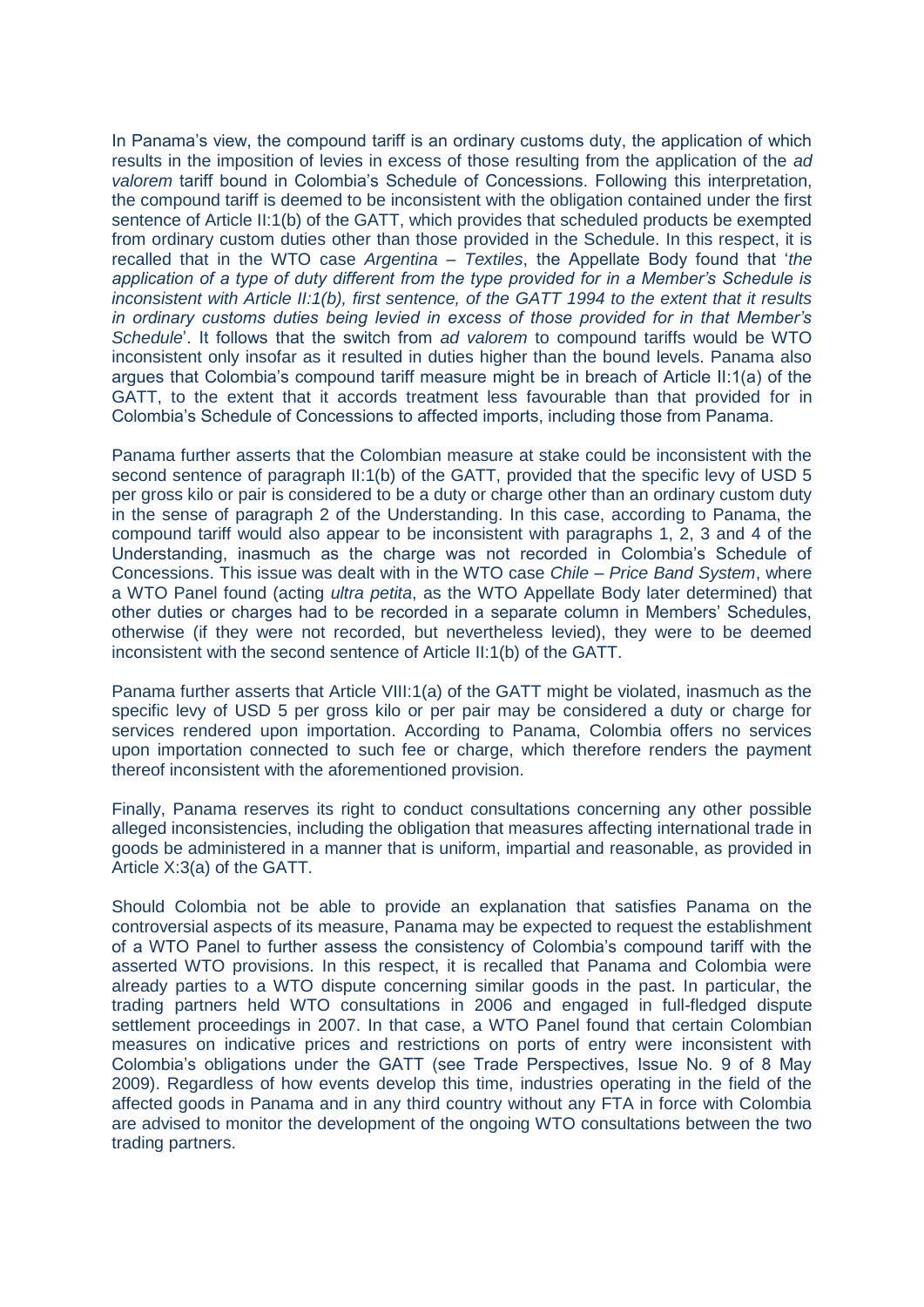In Panama's view, the compound tariff is an ordinary customs duty, the application of which results in the imposition of levies in excess of those resulting from the application of the *ad valorem* tariff bound in Colombia's Schedule of Concessions. Following this interpretation, the compound tariff is deemed to be inconsistent with the obligation contained under the first sentence of Article II:1(b) of the GATT, which provides that scheduled products be exempted from ordinary custom duties other than those provided in the Schedule. In this respect, it is recalled that in the WTO case *Argentina – Textiles*, the Appellate Body found that '*the application of a type of duty different from the type provided for in a Member's Schedule is inconsistent with Article II:1(b), first sentence, of the GATT 1994 to the extent that it results in ordinary customs duties being levied in excess of those provided for in that Member's Schedule*'. It follows that the switch from *ad valorem* to compound tariffs would be WTO inconsistent only insofar as it resulted in duties higher than the bound levels. Panama also argues that Colombia's compound tariff measure might be in breach of Article II:1(a) of the GATT, to the extent that it accords treatment less favourable than that provided for in Colombia's Schedule of Concessions to affected imports, including those from Panama.

Panama further asserts that the Colombian measure at stake could be inconsistent with the second sentence of paragraph II:1(b) of the GATT, provided that the specific levy of USD 5 per gross kilo or pair is considered to be a duty or charge other than an ordinary custom duty in the sense of paragraph 2 of the Understanding. In this case, according to Panama, the compound tariff would also appear to be inconsistent with paragraphs 1, 2, 3 and 4 of the Understanding, inasmuch as the charge was not recorded in Colombia's Schedule of Concessions. This issue was dealt with in the WTO case *Chile – Price Band System*, where a WTO Panel found (acting *ultra petita*, as the WTO Appellate Body later determined) that other duties or charges had to be recorded in a separate column in Members' Schedules, otherwise (if they were not recorded, but nevertheless levied), they were to be deemed inconsistent with the second sentence of Article II:1(b) of the GATT.

Panama further asserts that Article VIII:1(a) of the GATT might be violated, inasmuch as the specific levy of USD 5 per gross kilo or per pair may be considered a duty or charge for services rendered upon importation. According to Panama, Colombia offers no services upon importation connected to such fee or charge, which therefore renders the payment thereof inconsistent with the aforementioned provision.

Finally, Panama reserves its right to conduct consultations concerning any other possible alleged inconsistencies, including the obligation that measures affecting international trade in goods be administered in a manner that is uniform, impartial and reasonable, as provided in Article X:3(a) of the GATT.

Should Colombia not be able to provide an explanation that satisfies Panama on the controversial aspects of its measure, Panama may be expected to request the establishment of a WTO Panel to further assess the consistency of Colombia's compound tariff with the asserted WTO provisions. In this respect, it is recalled that Panama and Colombia were already parties to a WTO dispute concerning similar goods in the past. In particular, the trading partners held WTO consultations in 2006 and engaged in full-fledged dispute settlement proceedings in 2007. In that case, a WTO Panel found that certain Colombian measures on indicative prices and restrictions on ports of entry were inconsistent with Colombia's obligations under the GATT (see Trade Perspectives, Issue No. 9 of 8 May 2009). Regardless of how events develop this time, industries operating in the field of the affected goods in Panama and in any third country without any FTA in force with Colombia are advised to monitor the development of the ongoing WTO consultations between the two trading partners.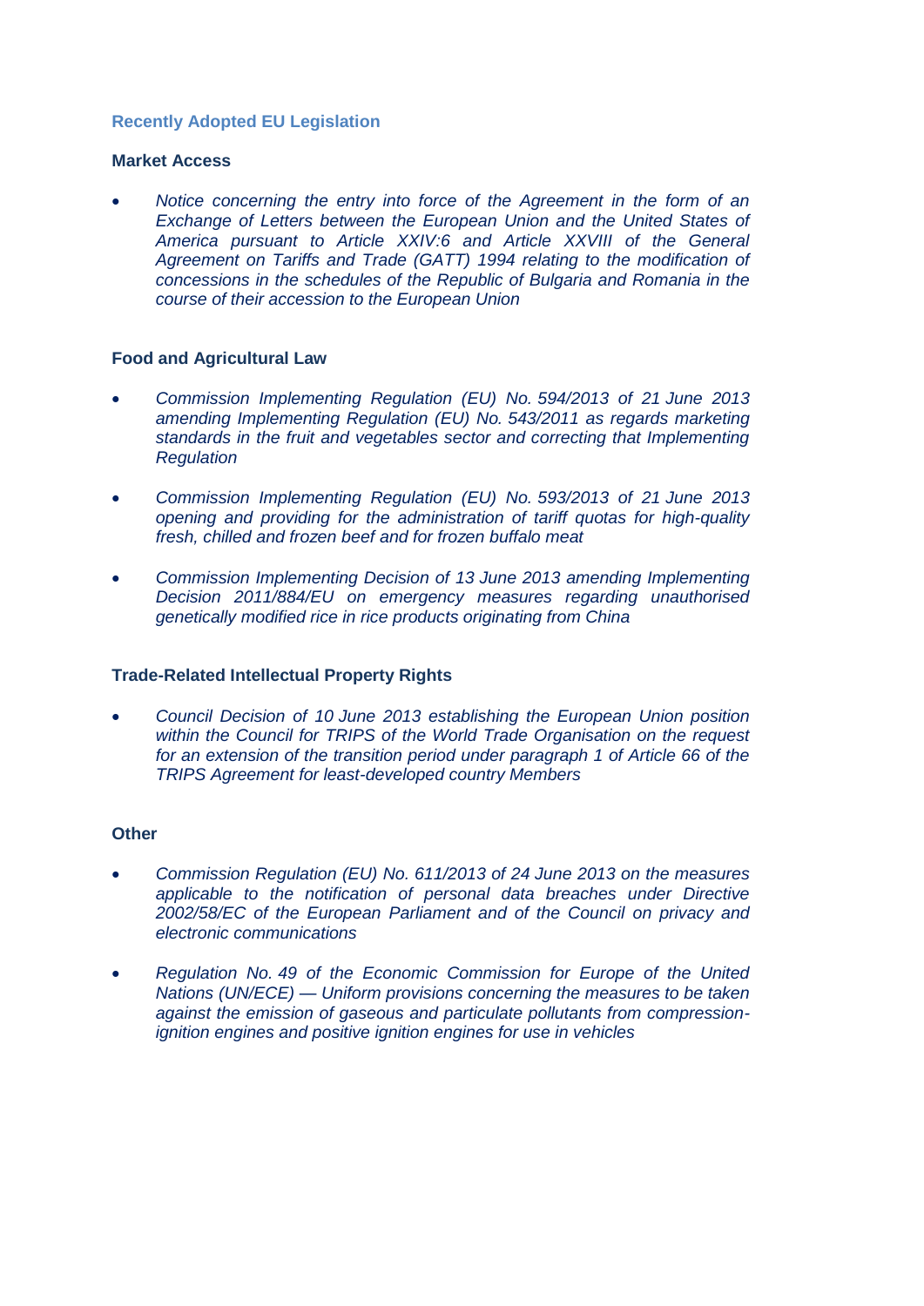## Recently Adopted EU Legislation

### Market Access

- *Notice concerning the entry into force of the Agreement in the form of an Exchange of Letters between the European Union and the United States of America pursuant to Article XXIV:6 and Article XXVIII of the General Agreement on Tariffs and Trade (GATT) 1994 relating to the modification of concessions in the schedules of the Republic of Bulgaria and Romania in the course of their accession to the European Union*

### Food and Agricultural Law

- *Commission Implementing Regulation (EU) No. 594/2013 of 21 June 2013 amending Implementing Regulation (EU) No. 543/2011 as regards marketing standards in the fruit and vegetables sector and correcting that Implementing Regulation*

- *Commission Implementing Regulation (EU) No. 593/2013 of 21 June 2013 opening and providing for the administration of tariff quotas for high-quality fresh, chilled and frozen beef and for frozen buffalo meat*

- *Commission Implementing Decision of 13 June 2013 amending Implementing Decision 2011/884/EU on emergency measures regarding unauthorised genetically modified rice in rice products originating from China*

### Trade-Related Intellectual Property Rights

- *Council Decision of 10 June 2013 establishing the European Union position within the Council for TRIPS of the World Trade Organisation on the request for an extension of the transition period under paragraph 1 of Article 66 of the TRIPS Agreement for least-developed country Members*

### Other

- *Commission Regulation (EU) No. 611/2013 of 24 June 2013 on the measures applicable to the notification of personal data breaches under Directive 2002/58/EC of the European Parliament and of the Council on privacy and electronic communications*

- *Regulation No. 49 of the Economic Commission for Europe of the United Nations (UN/ECE) — Uniform provisions concerning the measures to be taken against the emission of gaseous and particulate pollutants from compression-ignition engines and positive ignition engines for use in vehicles*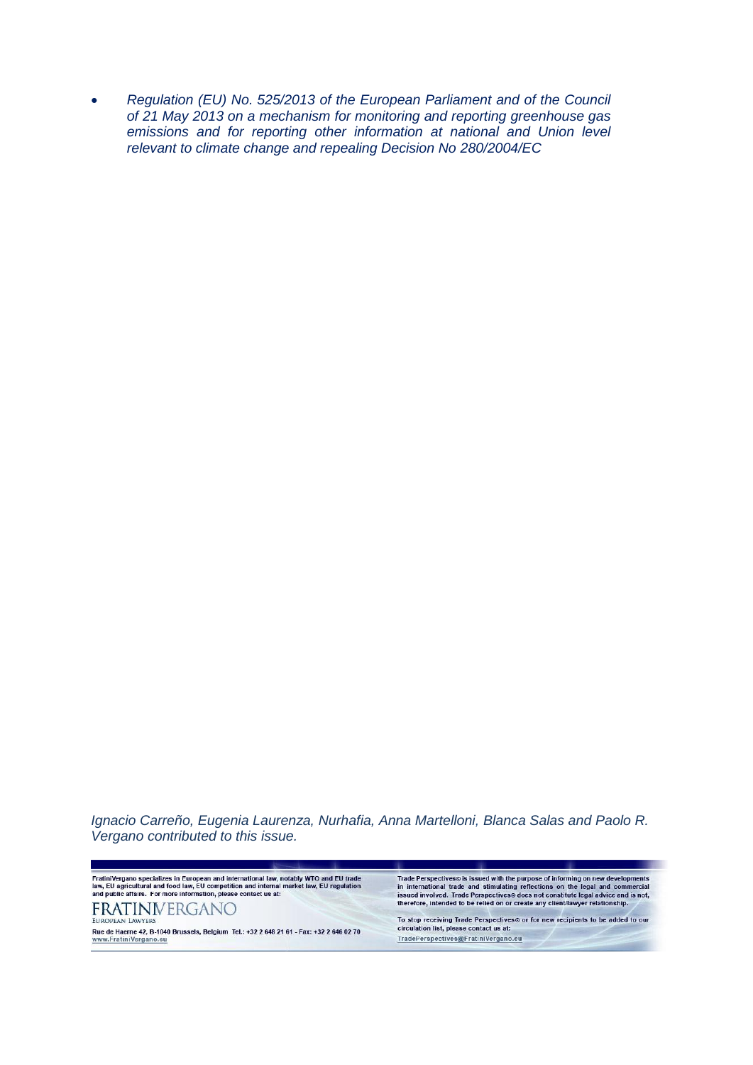- *Regulation (EU) No. 525/2013 of the European Parliament and of the Council of 21 May 2013 on a mechanism for monitoring and reporting greenhouse gas emissions and for reporting other information at national and Union level relevant to climate change and repealing Decision No 280/2004/EC*

*Ignacio Carreño, Eugenia Laurenza, Nurhafia, Anna Martelloni, Blanca Salas and Paolo R. Vergano contributed to this issue.*

FratiniVergano specializes in European and international law, notably WTO and EU trade law, EU agricultural and food law, EU competition and internal market law, EU regulation and public affairs. For more information, please contact us at:

FRATINIVERGANO
EUROPEAN LAWYERS

Rue de Haerne 42, B-1040 Brussels, Belgium Tel.: +32 2 648 21 61 - Fax: +32 2 646 02 70
www.FratiniVergano.eu

Trade Perspectives© is issued with the purpose of informing on new developments in international trade and stimulating reflections on the legal and commercial issued involved. Trade Perspectives© does not constitute legal advice and is not, therefore, intended to be relied on or create any client/lawyer relationship.

To stop receiving Trade Perspectives© or for new recipients to be added to our circulation list, please contact us at:
TradePerspectives@FratiniVergano.eu